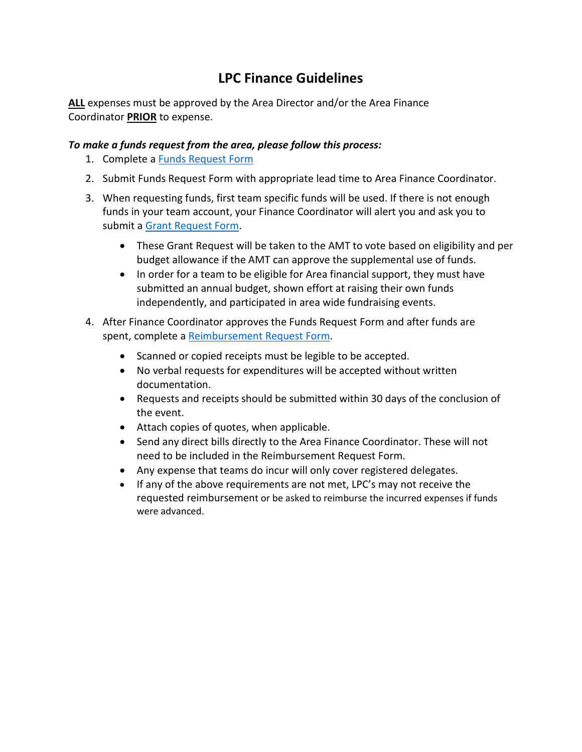# LPC Finance Guidelines

**ALL** expenses must be approved by the Area Director and/or the Area Finance Coordinator **PRIOR** to expense.

***To make a funds request from the area, please follow this process:***

1. Complete a Funds Request Form
2. Submit Funds Request Form with appropriate lead time to Area Finance Coordinator.
3. When requesting funds, first team specific funds will be used. If there is not enough funds in your team account, your Finance Coordinator will alert you and ask you to submit a Grant Request Form.
   - These Grant Request will be taken to the AMT to vote based on eligibility and per budget allowance if the AMT can approve the supplemental use of funds.
   - In order for a team to be eligible for Area financial support, they must have submitted an annual budget, shown effort at raising their own funds independently, and participated in area wide fundraising events.
4. After Finance Coordinator approves the Funds Request Form and after funds are spent, complete a Reimbursement Request Form.
   - Scanned or copied receipts must be legible to be accepted.
   - No verbal requests for expenditures will be accepted without written documentation.
   - Requests and receipts should be submitted within 30 days of the conclusion of the event.
   - Attach copies of quotes, when applicable.
   - Send any direct bills directly to the Area Finance Coordinator. These will not need to be included in the Reimbursement Request Form.
   - Any expense that teams do incur will only cover registered delegates.
   - If any of the above requirements are not met, LPC's may not receive the requested reimbursement or be asked to reimburse the incurred expenses if funds were advanced.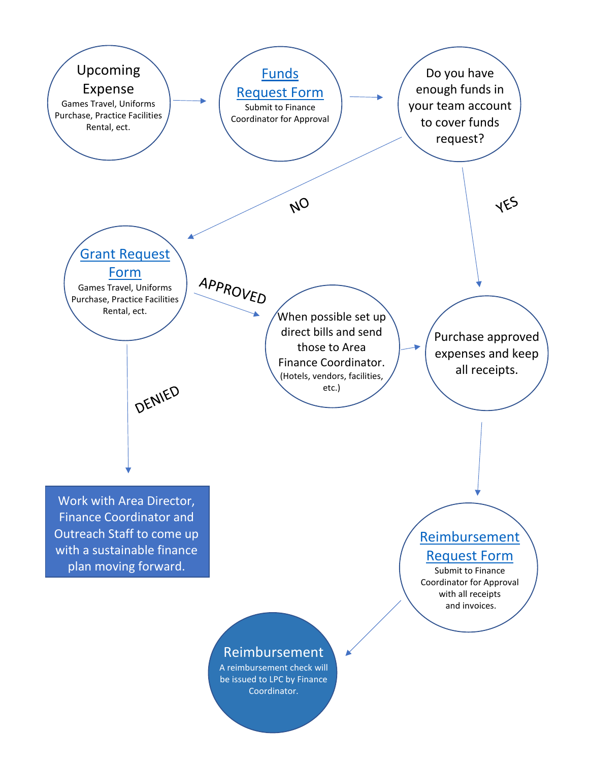Upcoming Expense
Games Travel, Uniforms Purchase, Practice Facilities Rental, ect.

Funds Request Form
Submit to Finance Coordinator for Approval

Do you have enough funds in your team account to cover funds request?

NO

YES

Grant Request Form
Games Travel, Uniforms Purchase, Practice Facilities Rental, ect.

APPROVED

When possible set up direct bills and send those to Area Finance Coordinator.
(Hotels, vendors, facilities, etc.)

Purchase approved expenses and keep all receipts.

DENIED

Work with Area Director, Finance Coordinator and Outreach Staff to come up with a sustainable finance plan moving forward.

Reimbursement Request Form
Submit to Finance Coordinator for Approval with all receipts and invoices.

Reimbursement
A reimbursement check will be issued to LPC by Finance Coordinator.